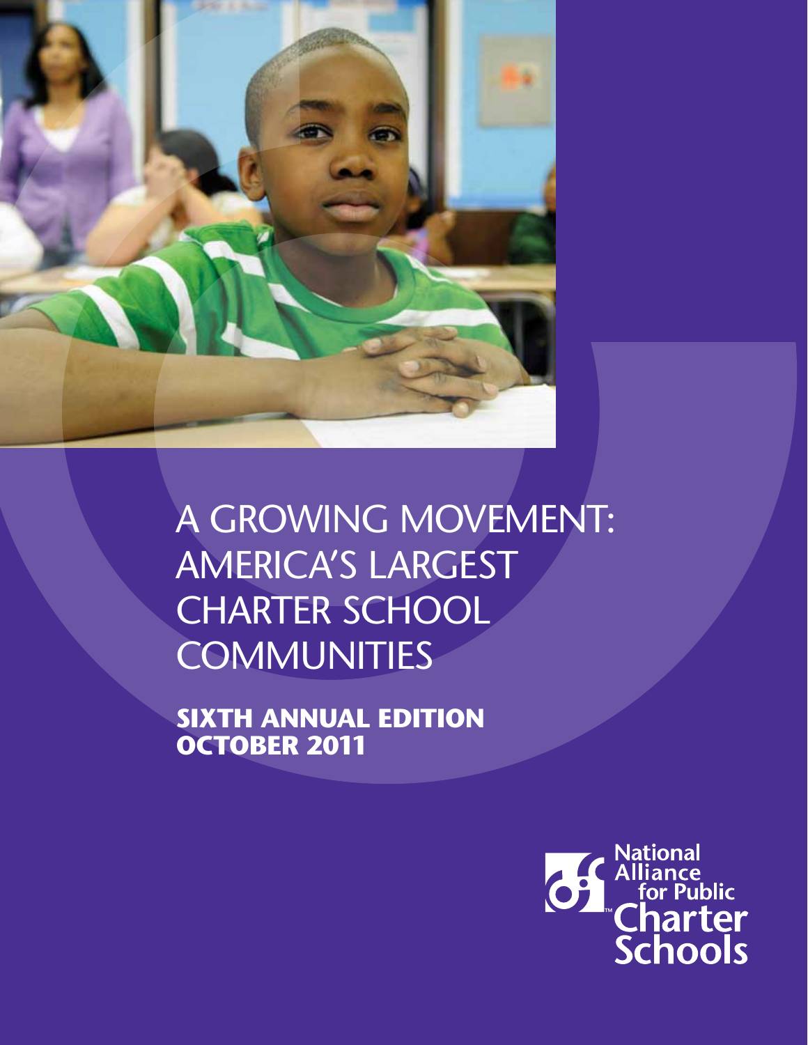# A GROWING MOVEMENT: AMERICA'S LARGEST CHARTER SCHOOL COMMUNITIES

**SIXTH ANNUAL EDITION**
**OCTOBER 2011**

National Alliance for Public Charter Schools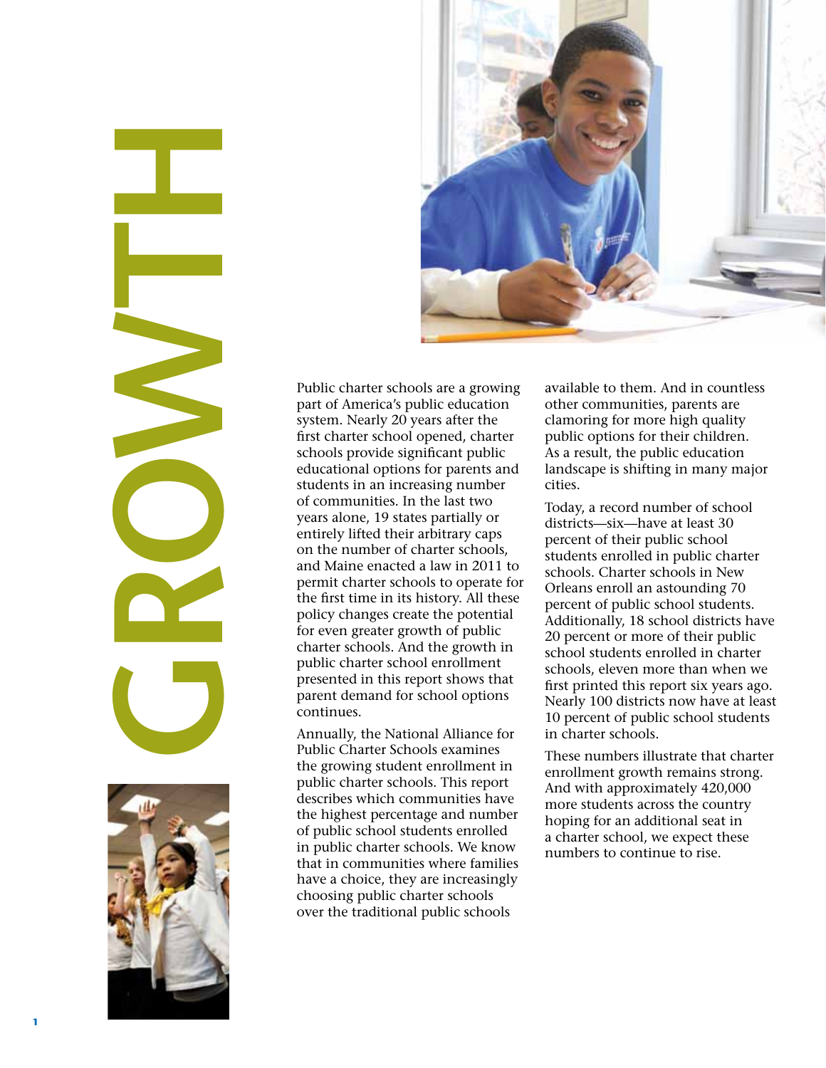# GROWTH

Public charter schools are a growing part of America's public education system. Nearly 20 years after the first charter school opened, charter schools provide significant public educational options for parents and students in an increasing number of communities. In the last two years alone, 19 states partially or entirely lifted their arbitrary caps on the number of charter schools, and Maine enacted a law in 2011 to permit charter schools to operate for the first time in its history. All these policy changes create the potential for even greater growth of public charter schools. And the growth in public charter school enrollment presented in this report shows that parent demand for school options continues.

Annually, the National Alliance for Public Charter Schools examines the growing student enrollment in public charter schools. This report describes which communities have the highest percentage and number of public school students enrolled in public charter schools. We know that in communities where families have a choice, they are increasingly choosing public charter schools over the traditional public schools available to them. And in countless other communities, parents are clamoring for more high quality public options for their children. As a result, the public education landscape is shifting in many major cities.

Today, a record number of school districts—six—have at least 30 percent of their public school students enrolled in public charter schools. Charter schools in New Orleans enroll an astounding 70 percent of public school students. Additionally, 18 school districts have 20 percent or more of their public school students enrolled in charter schools, eleven more than when we first printed this report six years ago. Nearly 100 districts now have at least 10 percent of public school students in charter schools.

These numbers illustrate that charter enrollment growth remains strong. And with approximately 420,000 more students across the country hoping for an additional seat in a charter school, we expect these numbers to continue to rise.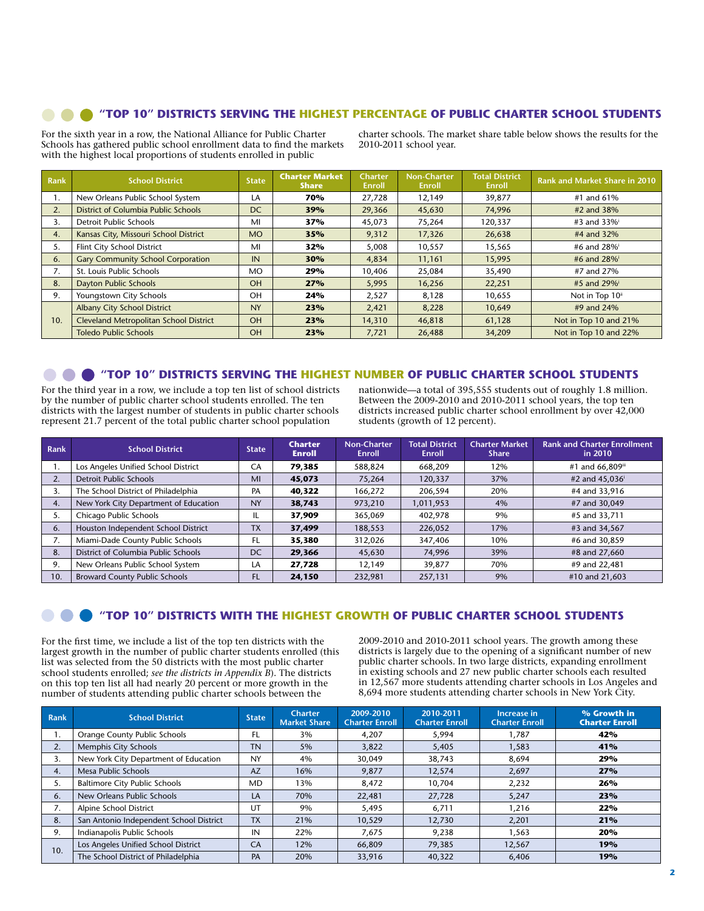## "TOP 10" DISTRICTS SERVING THE HIGHEST PERCENTAGE OF PUBLIC CHARTER SCHOOL STUDENTS

For the sixth year in a row, the National Alliance for Public Charter Schools has gathered public school enrollment data to find the markets with the highest local proportions of students enrolled in public charter schools. The market share table below shows the results for the 2010-2011 school year.

| Rank | School District | State | Charter Market Share | Charter Enroll | Non-Charter Enroll | Total District Enroll | Rank and Market Share in 2010 |
|---|---|---|---|---|---|---|---|
| 1. | New Orleans Public School System | LA | **70%** | 27,728 | 12,149 | 39,877 | #1 and 61% |
| 2. | District of Columbia Public Schools | DC | **39%** | 29,366 | 45,630 | 74,996 | #2 and 38% |
| 3. | Detroit Public Schools | MI | **37%** | 45,073 | 75,264 | 120,337 | #3 and 33%[i] |
| 4. | Kansas City, Missouri School District | MO | **35%** | 9,312 | 17,326 | 26,638 | #4 and 32% |
| 5. | Flint City School District | MI | **32%** | 5,008 | 10,557 | 15,565 | #6 and 28%[i] |
| 6. | Gary Community School Corporation | IN | **30%** | 4,834 | 11,161 | 15,995 | #6 and 28%[i] |
| 7. | St. Louis Public Schools | MO | **29%** | 10,406 | 25,084 | 35,490 | #7 and 27% |
| 8. | Dayton Public Schools | OH | **27%** | 5,995 | 16,256 | 22,251 | #5 and 29%[i] |
| 9. | Youngstown City Schools | OH | **24%** | 2,527 | 8,128 | 10,655 | Not in Top 10[ii] |
| 10. | Albany City School District | NY | **23%** | 2,421 | 8,228 | 10,649 | #9 and 24% |
| | Cleveland Metropolitan School District | OH | **23%** | 14,310 | 46,818 | 61,128 | Not in Top 10 and 21% |
| | Toledo Public Schools | OH | **23%** | 7,721 | 26,488 | 34,209 | Not in Top 10 and 22% |

## "TOP 10" DISTRICTS SERVING THE HIGHEST NUMBER OF PUBLIC CHARTER SCHOOL STUDENTS

For the third year in a row, we include a top ten list of school districts by the number of public charter school students enrolled. The ten districts with the largest number of students in public charter schools represent 21.7 percent of the total public charter school population nationwide—a total of 395,555 students out of roughly 1.8 million. Between the 2009-2010 and 2010-2011 school years, the top ten districts increased public charter school enrollment by over 42,000 students (growth of 12 percent).

| Rank | School District | State | Charter Enroll | Non-Charter Enroll | Total District Enroll | Charter Market Share | Rank and Charter Enrollment in 2010 |
|---|---|---|---|---|---|---|---|
| 1. | Los Angeles Unified School District | CA | **79,385** | 588,824 | 668,209 | 12% | #1 and 66,809[iii] |
| 2. | Detroit Public Schools | MI | **45,073** | 75,264 | 120,337 | 37% | #2 and 45,036[i] |
| 3. | The School District of Philadelphia | PA | **40,322** | 166,272 | 206,594 | 20% | #4 and 33,916 |
| 4. | New York City Department of Education | NY | **38,743** | 973,210 | 1,011,953 | 4% | #7 and 30,049 |
| 5. | Chicago Public Schools | IL | **37,909** | 365,069 | 402,978 | 9% | #5 and 33,711 |
| 6. | Houston Independent School District | TX | **37,499** | 188,553 | 226,052 | 17% | #3 and 34,567 |
| 7. | Miami-Dade County Public Schools | FL | **35,380** | 312,026 | 347,406 | 10% | #6 and 30,859 |
| 8. | District of Columbia Public Schools | DC | **29,366** | 45,630 | 74,996 | 39% | #8 and 27,660 |
| 9. | New Orleans Public School System | LA | **27,728** | 12,149 | 39,877 | 70% | #9 and 22,481 |
| 10. | Broward County Public Schools | FL | **24,150** | 232,981 | 257,131 | 9% | #10 and 21,603 |

## "TOP 10" DISTRICTS WITH THE HIGHEST GROWTH OF PUBLIC CHARTER SCHOOL STUDENTS

For the first time, we include a list of the top ten districts with the largest growth in the number of public charter students enrolled (this list was selected from the 50 districts with the most public charter school students enrolled; *see the districts in Appendix B*). The districts on this top ten list all had nearly 20 percent or more growth in the number of students attending public charter schools between the 2009-2010 and 2010-2011 school years. The growth among these districts is largely due to the opening of a significant number of new public charter schools. In two large districts, expanding enrollment in existing schools and 27 new public charter schools each resulted in 12,567 more students attending charter schools in Los Angeles and 8,694 more students attending charter schools in New York City.

| Rank | School District | State | Charter Market Share | 2009-2010 Charter Enroll | 2010-2011 Charter Enroll | Increase in Charter Enroll | % Growth in Charter Enroll |
|---|---|---|---|---|---|---|---|
| 1. | Orange County Public Schools | FL | 3% | 4,207 | 5,994 | 1,787 | **42%** |
| 2. | Memphis City Schools | TN | 5% | 3,822 | 5,405 | 1,583 | **41%** |
| 3. | New York City Department of Education | NY | 4% | 30,049 | 38,743 | 8,694 | **29%** |
| 4. | Mesa Public Schools | AZ | 16% | 9,877 | 12,574 | 2,697 | **27%** |
| 5. | Baltimore City Public Schools | MD | 13% | 8,472 | 10,704 | 2,232 | **26%** |
| 6. | New Orleans Public Schools | LA | 70% | 22,481 | 27,728 | 5,247 | **23%** |
| 7. | Alpine School District | UT | 9% | 5,495 | 6,711 | 1,216 | **22%** |
| 8. | San Antonio Independent School District | TX | 21% | 10,529 | 12,730 | 2,201 | **21%** |
| 9. | Indianapolis Public Schools | IN | 22% | 7,675 | 9,238 | 1,563 | **20%** |
| 10. | Los Angeles Unified School District | CA | 12% | 66,809 | 79,385 | 12,567 | **19%** |
| | The School District of Philadelphia | PA | 20% | 33,916 | 40,322 | 6,406 | **19%** |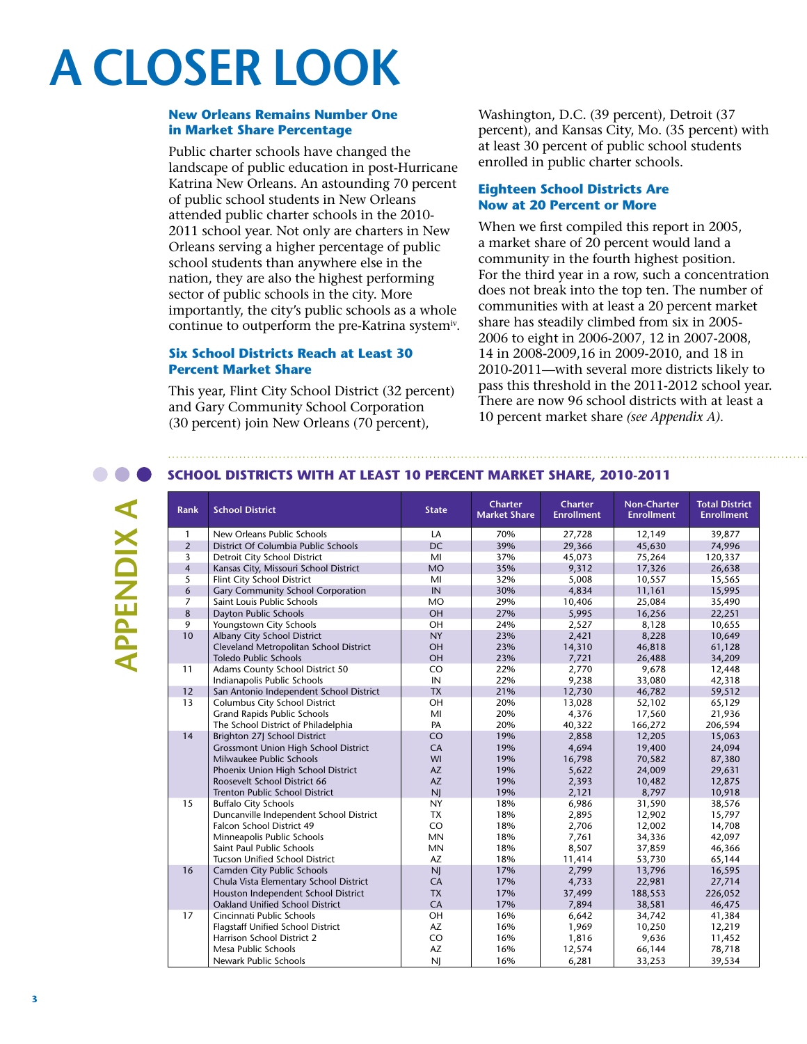# A CLOSER LOOK

### New Orleans Remains Number One in Market Share Percentage

Public charter schools have changed the landscape of public education in post-Hurricane Katrina New Orleans. An astounding 70 percent of public school students in New Orleans attended public charter schools in the 2010-2011 school year. Not only are charters in New Orleans serving a higher percentage of public school students than anywhere else in the nation, they are also the highest performing sector of public schools in the city. More importantly, the city's public schools as a whole continue to outperform the pre-Katrina system[iv].

### Six School Districts Reach at Least 30 Percent Market Share

This year, Flint City School District (32 percent) and Gary Community School Corporation (30 percent) join New Orleans (70 percent), Washington, D.C. (39 percent), Detroit (37 percent), and Kansas City, Mo. (35 percent) with at least 30 percent of public school students enrolled in public charter schools.

### Eighteen School Districts Are Now at 20 Percent or More

When we first compiled this report in 2005, a market share of 20 percent would land a community in the fourth highest position. For the third year in a row, such a concentration does not break into the top ten. The number of communities with at least a 20 percent market share has steadily climbed from six in 2005-2006 to eight in 2006-2007, 12 in 2007-2008, 14 in 2008-2009,16 in 2009-2010, and 18 in 2010-2011—with several more districts likely to pass this threshold in the 2011-2012 school year. There are now 96 school districts with at least a 10 percent market share *(see Appendix A)*.

## APPENDIX A

### SCHOOL DISTRICTS WITH AT LEAST 10 PERCENT MARKET SHARE, 2010-2011

| Rank | School District | State | Charter Market Share | Charter Enrollment | Non-Charter Enrollment | Total District Enrollment |
|---|---|---|---|---|---|---|
| 1 | New Orleans Public Schools | LA | 70% | 27,728 | 12,149 | 39,877 |
| 2 | District Of Columbia Public Schools | DC | 39% | 29,366 | 45,630 | 74,996 |
| 3 | Detroit City School District | MI | 37% | 45,073 | 75,264 | 120,337 |
| 4 | Kansas City, Missouri School District | MO | 35% | 9,312 | 17,326 | 26,638 |
| 5 | Flint City School District | MI | 32% | 5,008 | 10,557 | 15,565 |
| 6 | Gary Community School Corporation | IN | 30% | 4,834 | 11,161 | 15,995 |
| 7 | Saint Louis Public Schools | MO | 29% | 10,406 | 25,084 | 35,490 |
| 8 | Dayton Public Schools | OH | 27% | 5,995 | 16,256 | 22,251 |
| 9 | Youngstown City Schools | OH | 24% | 2,527 | 8,128 | 10,655 |
| 10 | Albany City School District | NY | 23% | 2,421 | 8,228 | 10,649 |
| | Cleveland Metropolitan School District | OH | 23% | 14,310 | 46,818 | 61,128 |
| | Toledo Public Schools | OH | 23% | 7,721 | 26,488 | 34,209 |
| 11 | Adams County School District 50 | CO | 22% | 2,770 | 9,678 | 12,448 |
| | Indianapolis Public Schools | IN | 22% | 9,238 | 33,080 | 42,318 |
| 12 | San Antonio Independent School District | TX | 21% | 12,730 | 46,782 | 59,512 |
| 13 | Columbus City School District | OH | 20% | 13,028 | 52,102 | 65,129 |
| | Grand Rapids Public Schools | MI | 20% | 4,376 | 17,560 | 21,936 |
| | The School District of Philadelphia | PA | 20% | 40,322 | 166,272 | 206,594 |
| 14 | Brighton 27J School District | CO | 19% | 2,858 | 12,205 | 15,063 |
| | Grossmont Union High School District | CA | 19% | 4,694 | 19,400 | 24,094 |
| | Milwaukee Public Schools | WI | 19% | 16,798 | 70,582 | 87,380 |
| | Phoenix Union High School District | AZ | 19% | 5,622 | 24,009 | 29,631 |
| | Roosevelt School District 66 | AZ | 19% | 2,393 | 10,482 | 12,875 |
| | Trenton Public School District | NJ | 19% | 2,121 | 8,797 | 10,918 |
| 15 | Buffalo City Schools | NY | 18% | 6,986 | 31,590 | 38,576 |
| | Duncanville Independent School District | TX | 18% | 2,895 | 12,902 | 15,797 |
| | Falcon School District 49 | CO | 18% | 2,706 | 12,002 | 14,708 |
| | Minneapolis Public Schools | MN | 18% | 7,761 | 34,336 | 42,097 |
| | Saint Paul Public Schools | MN | 18% | 8,507 | 37,859 | 46,366 |
| | Tucson Unified School District | AZ | 18% | 11,414 | 53,730 | 65,144 |
| 16 | Camden City Public Schools | NJ | 17% | 2,799 | 13,796 | 16,595 |
| | Chula Vista Elementary School District | CA | 17% | 4,733 | 22,981 | 27,714 |
| | Houston Independent School District | TX | 17% | 37,499 | 188,553 | 226,052 |
| | Oakland Unified School District | CA | 17% | 7,894 | 38,581 | 46,475 |
| 17 | Cincinnati Public Schools | OH | 16% | 6,642 | 34,742 | 41,384 |
| | Flagstaff Unified School District | AZ | 16% | 1,969 | 10,250 | 12,219 |
| | Harrison School District 2 | CO | 16% | 1,816 | 9,636 | 11,452 |
| | Mesa Public Schools | AZ | 16% | 12,574 | 66,144 | 78,718 |
| | Newark Public Schools | NJ | 16% | 6,281 | 33,253 | 39,534 |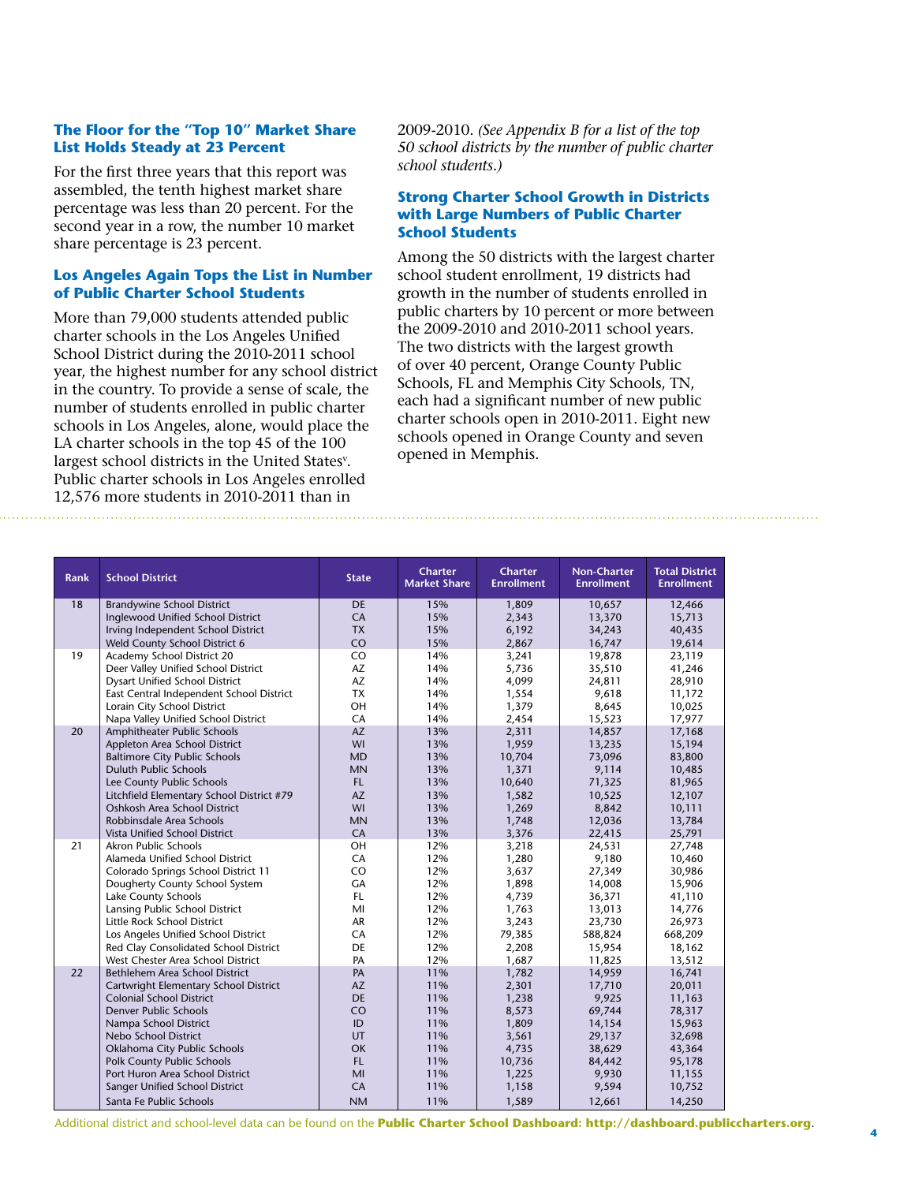### The Floor for the "Top 10" Market Share List Holds Steady at 23 Percent

For the first three years that this report was assembled, the tenth highest market share percentage was less than 20 percent. For the second year in a row, the number 10 market share percentage is 23 percent.

### Los Angeles Again Tops the List in Number of Public Charter School Students

More than 79,000 students attended public charter schools in the Los Angeles Unified School District during the 2010-2011 school year, the highest number for any school district in the country. To provide a sense of scale, the number of students enrolled in public charter schools in Los Angeles, alone, would place the LA charter schools in the top 45 of the 100 largest school districts in the United States[v]. Public charter schools in Los Angeles enrolled 12,576 more students in 2010-2011 than in 2009-2010. *(See Appendix B for a list of the top 50 school districts by the number of public charter school students.)*

### Strong Charter School Growth in Districts with Large Numbers of Public Charter School Students

Among the 50 districts with the largest charter school student enrollment, 19 districts had growth in the number of students enrolled in public charters by 10 percent or more between the 2009-2010 and 2010-2011 school years. The two districts with the largest growth of over 40 percent, Orange County Public Schools, FL and Memphis City Schools, TN, each had a significant number of new public charter schools open in 2010-2011. Eight new schools opened in Orange County and seven opened in Memphis.

| Rank | School District | State | Charter Market Share | Charter Enrollment | Non-Charter Enrollment | Total District Enrollment |
|---|---|---|---|---|---|---|
| 18 | Brandywine School District | DE | 15% | 1,809 | 10,657 | 12,466 |
| | Inglewood Unified School District | CA | 15% | 2,343 | 13,370 | 15,713 |
| | Irving Independent School District | TX | 15% | 6,192 | 34,243 | 40,435 |
| | Weld County School District 6 | CO | 15% | 2,867 | 16,747 | 19,614 |
| 19 | Academy School District 20 | CO | 14% | 3,241 | 19,878 | 23,119 |
| | Deer Valley Unified School District | AZ | 14% | 5,736 | 35,510 | 41,246 |
| | Dysart Unified School District | AZ | 14% | 4,099 | 24,811 | 28,910 |
| | East Central Independent School District | TX | 14% | 1,554 | 9,618 | 11,172 |
| | Lorain City School District | OH | 14% | 1,379 | 8,645 | 10,025 |
| | Napa Valley Unified School District | CA | 14% | 2,454 | 15,523 | 17,977 |
| 20 | Amphitheater Public Schools | AZ | 13% | 2,311 | 14,857 | 17,168 |
| | Appleton Area School District | WI | 13% | 1,959 | 13,235 | 15,194 |
| | Baltimore City Public Schools | MD | 13% | 10,704 | 73,096 | 83,800 |
| | Duluth Public Schools | MN | 13% | 1,371 | 9,114 | 10,485 |
| | Lee County Public Schools | FL | 13% | 10,640 | 71,325 | 81,965 |
| | Litchfield Elementary School District #79 | AZ | 13% | 1,582 | 10,525 | 12,107 |
| | Oshkosh Area School District | WI | 13% | 1,269 | 8,842 | 10,111 |
| | Robbinsdale Area Schools | MN | 13% | 1,748 | 12,036 | 13,784 |
| | Vista Unified School District | CA | 13% | 3,376 | 22,415 | 25,791 |
| 21 | Akron Public Schools | OH | 12% | 3,218 | 24,531 | 27,748 |
| | Alameda Unified School District | CA | 12% | 1,280 | 9,180 | 10,460 |
| | Colorado Springs School District 11 | CO | 12% | 3,637 | 27,349 | 30,986 |
| | Dougherty County School System | GA | 12% | 1,898 | 14,008 | 15,906 |
| | Lake County Schools | FL | 12% | 4,739 | 36,371 | 41,110 |
| | Lansing Public School District | MI | 12% | 1,763 | 13,013 | 14,776 |
| | Little Rock School District | AR | 12% | 3,243 | 23,730 | 26,973 |
| | Los Angeles Unified School District | CA | 12% | 79,385 | 588,824 | 668,209 |
| | Red Clay Consolidated School District | DE | 12% | 2,208 | 15,954 | 18,162 |
| | West Chester Area School District | PA | 12% | 1,687 | 11,825 | 13,512 |
| 22 | Bethlehem Area School District | PA | 11% | 1,782 | 14,959 | 16,741 |
| | Cartwright Elementary School District | AZ | 11% | 2,301 | 17,710 | 20,011 |
| | Colonial School District | DE | 11% | 1,238 | 9,925 | 11,163 |
| | Denver Public Schools | CO | 11% | 8,573 | 69,744 | 78,317 |
| | Nampa School District | ID | 11% | 1,809 | 14,154 | 15,963 |
| | Nebo School District | UT | 11% | 3,561 | 29,137 | 32,698 |
| | Oklahoma City Public Schools | OK | 11% | 4,735 | 38,629 | 43,364 |
| | Polk County Public Schools | FL | 11% | 10,736 | 84,442 | 95,178 |
| | Port Huron Area School District | MI | 11% | 1,225 | 9,930 | 11,155 |
| | Sanger Unified School District | CA | 11% | 1,158 | 9,594 | 10,752 |
| | Santa Fe Public Schools | NM | 11% | 1,589 | 12,661 | 14,250 |

Additional district and school-level data can be found on the **Public Charter School Dashboard: http://dashboard.publiccharters.org**.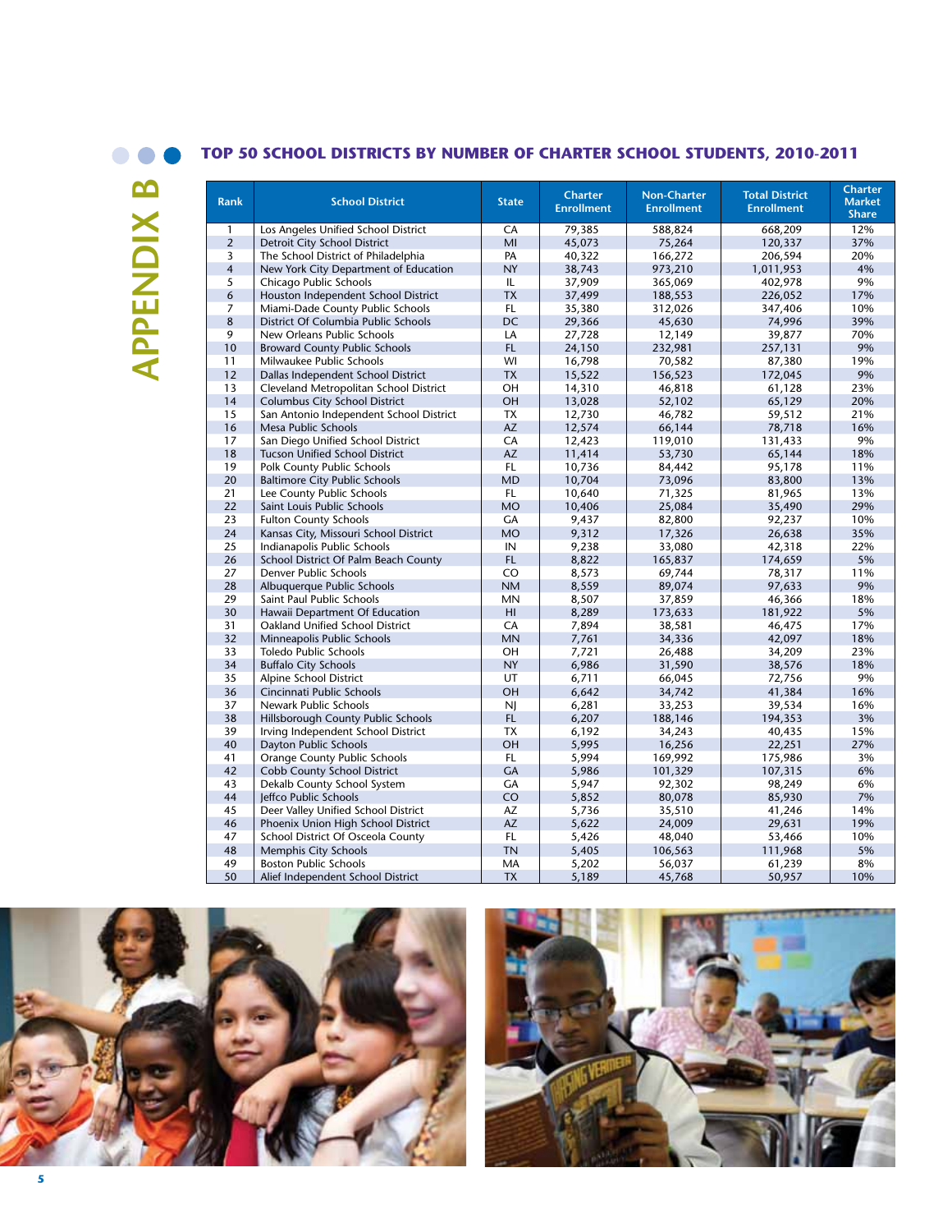# APPENDIX B

## TOP 50 SCHOOL DISTRICTS BY NUMBER OF CHARTER SCHOOL STUDENTS, 2010-2011

| Rank | School District | State | Charter Enrollment | Non-Charter Enrollment | Total District Enrollment | Charter Market Share |
|---|---|---|---|---|---|---|
| 1 | Los Angeles Unified School District | CA | 79,385 | 588,824 | 668,209 | 12% |
| 2 | Detroit City School District | MI | 45,073 | 75,264 | 120,337 | 37% |
| 3 | The School District of Philadelphia | PA | 40,322 | 166,272 | 206,594 | 20% |
| 4 | New York City Department of Education | NY | 38,743 | 973,210 | 1,011,953 | 4% |
| 5 | Chicago Public Schools | IL | 37,909 | 365,069 | 402,978 | 9% |
| 6 | Houston Independent School District | TX | 37,499 | 188,553 | 226,052 | 17% |
| 7 | Miami-Dade County Public Schools | FL | 35,380 | 312,026 | 347,406 | 10% |
| 8 | District Of Columbia Public Schools | DC | 29,366 | 45,630 | 74,996 | 39% |
| 9 | New Orleans Public Schools | LA | 27,728 | 12,149 | 39,877 | 70% |
| 10 | Broward County Public Schools | FL | 24,150 | 232,981 | 257,131 | 9% |
| 11 | Milwaukee Public Schools | WI | 16,798 | 70,582 | 87,380 | 19% |
| 12 | Dallas Independent School District | TX | 15,522 | 156,523 | 172,045 | 9% |
| 13 | Cleveland Metropolitan School District | OH | 14,310 | 46,818 | 61,128 | 23% |
| 14 | Columbus City School District | OH | 13,028 | 52,102 | 65,129 | 20% |
| 15 | San Antonio Independent School District | TX | 12,730 | 46,782 | 59,512 | 21% |
| 16 | Mesa Public Schools | AZ | 12,574 | 66,144 | 78,718 | 16% |
| 17 | San Diego Unified School District | CA | 12,423 | 119,010 | 131,433 | 9% |
| 18 | Tucson Unified School District | AZ | 11,414 | 53,730 | 65,144 | 18% |
| 19 | Polk County Public Schools | FL | 10,736 | 84,442 | 95,178 | 11% |
| 20 | Baltimore City Public Schools | MD | 10,704 | 73,096 | 83,800 | 13% |
| 21 | Lee County Public Schools | FL | 10,640 | 71,325 | 81,965 | 13% |
| 22 | Saint Louis Public Schools | MO | 10,406 | 25,084 | 35,490 | 29% |
| 23 | Fulton County Schools | GA | 9,437 | 82,800 | 92,237 | 10% |
| 24 | Kansas City, Missouri School District | MO | 9,312 | 17,326 | 26,638 | 35% |
| 25 | Indianapolis Public Schools | IN | 9,238 | 33,080 | 42,318 | 22% |
| 26 | School District Of Palm Beach County | FL | 8,822 | 165,837 | 174,659 | 5% |
| 27 | Denver Public Schools | CO | 8,573 | 69,744 | 78,317 | 11% |
| 28 | Albuquerque Public Schools | NM | 8,559 | 89,074 | 97,633 | 9% |
| 29 | Saint Paul Public Schools | MN | 8,507 | 37,859 | 46,366 | 18% |
| 30 | Hawaii Department Of Education | HI | 8,289 | 173,633 | 181,922 | 5% |
| 31 | Oakland Unified School District | CA | 7,894 | 38,581 | 46,475 | 17% |
| 32 | Minneapolis Public Schools | MN | 7,761 | 34,336 | 42,097 | 18% |
| 33 | Toledo Public Schools | OH | 7,721 | 26,488 | 34,209 | 23% |
| 34 | Buffalo City Schools | NY | 6,986 | 31,590 | 38,576 | 18% |
| 35 | Alpine School District | UT | 6,711 | 66,045 | 72,756 | 9% |
| 36 | Cincinnati Public Schools | OH | 6,642 | 34,742 | 41,384 | 16% |
| 37 | Newark Public Schools | NJ | 6,281 | 33,253 | 39,534 | 16% |
| 38 | Hillsborough County Public Schools | FL | 6,207 | 188,146 | 194,353 | 3% |
| 39 | Irving Independent School District | TX | 6,192 | 34,243 | 40,435 | 15% |
| 40 | Dayton Public Schools | OH | 5,995 | 16,256 | 22,251 | 27% |
| 41 | Orange County Public Schools | FL | 5,994 | 169,992 | 175,986 | 3% |
| 42 | Cobb County School District | GA | 5,986 | 101,329 | 107,315 | 6% |
| 43 | Dekalb County School System | GA | 5,947 | 92,302 | 98,249 | 6% |
| 44 | Jeffco Public Schools | CO | 5,852 | 80,078 | 85,930 | 7% |
| 45 | Deer Valley Unified School District | AZ | 5,736 | 35,510 | 41,246 | 14% |
| 46 | Phoenix Union High School District | AZ | 5,622 | 24,009 | 29,631 | 19% |
| 47 | School District Of Osceola County | FL | 5,426 | 48,040 | 53,466 | 10% |
| 48 | Memphis City Schools | TN | 5,405 | 106,563 | 111,968 | 5% |
| 49 | Boston Public Schools | MA | 5,202 | 56,037 | 61,239 | 8% |
| 50 | Alief Independent School District | TX | 5,189 | 45,768 | 50,957 | 10% |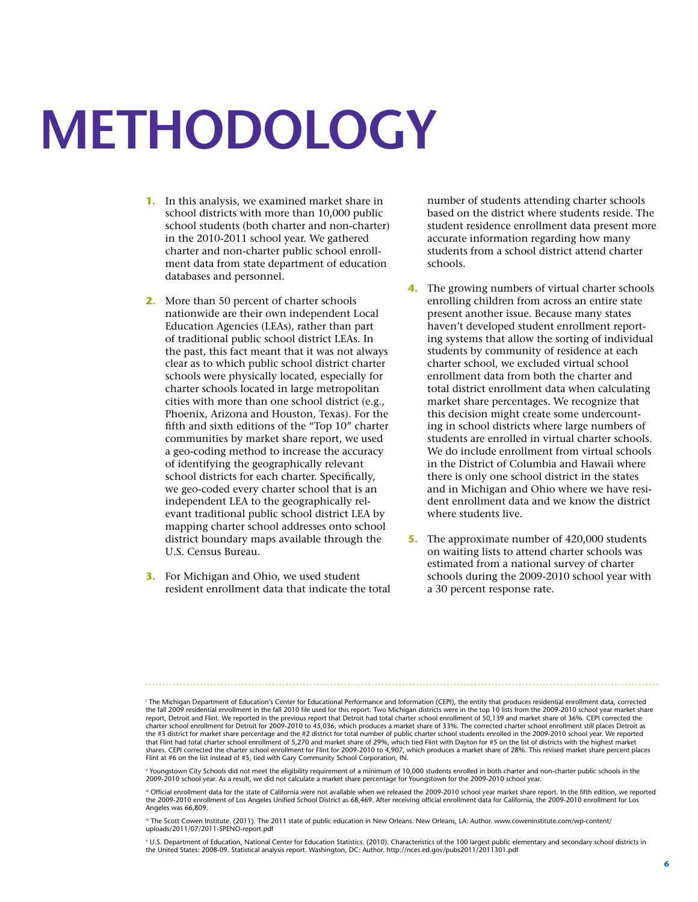# METHODOLOGY

1. In this analysis, we examined market share in school districts with more than 10,000 public school students (both charter and non-charter) in the 2010-2011 school year. We gathered charter and non-charter public school enrollment data from state department of education databases and personnel.

2. More than 50 percent of charter schools nationwide are their own independent Local Education Agencies (LEAs), rather than part of traditional public school district LEAs. In the past, this fact meant that it was not always clear as to which public school district charter schools were physically located, especially for charter schools located in large metropolitan cities with more than one school district (e.g., Phoenix, Arizona and Houston, Texas). For the fifth and sixth editions of the "Top 10" charter communities by market share report, we used a geo-coding method to increase the accuracy of identifying the geographically relevant school districts for each charter. Specifically, we geo-coded every charter school that is an independent LEA to the geographically relevant traditional public school district LEA by mapping charter school addresses onto school district boundary maps available through the U.S. Census Bureau.

3. For Michigan and Ohio, we used student resident enrollment data that indicate the total number of students attending charter schools based on the district where students reside. The student residence enrollment data present more accurate information regarding how many students from a school district attend charter schools.

4. The growing numbers of virtual charter schools enrolling children from across an entire state present another issue. Because many states haven't developed student enrollment reporting systems that allow the sorting of individual students by community of residence at each charter school, we excluded virtual school enrollment data from both the charter and total district enrollment data when calculating market share percentages. We recognize that this decision might create some undercounting in school districts where large numbers of students are enrolled in virtual charter schools. We do include enrollment from virtual schools in the District of Columbia and Hawaii where there is only one school district in the states and in Michigan and Ohio where we have resident enrollment data and we know the district where students live.

5. The approximate number of 420,000 students on waiting lists to attend charter schools was estimated from a national survey of charter schools during the 2009-2010 school year with a 30 percent response rate.

---

[i] The Michigan Department of Education's Center for Educational Performance and Information (CEPI), the entity that produces residential enrollment data, corrected the fall 2009 residential enrollment in the fall 2010 file used for this report. Two Michigan districts were in the top 10 lists from the 2009-2010 school year market share report, Detroit and Flint. We reported in the previous report that Detroit had total charter school enrollment of 50,139 and market share of 36%. CEPI corrected the charter school enrollment for Detroit for 2009-2010 to 45,036, which produces a market share of 33%. The corrected charter school enrollment still places Detroit as the #3 district for market share percentage and the #2 district for total number of public charter school students enrolled in the 2009-2010 school year. We reported that Flint had total charter school enrollment of 5,270 and market share of 29%, which tied Flint with Dayton for #5 on the list of districts with the highest market shares. CEPI corrected the charter school enrollment for Flint for 2009-2010 to 4,907, which produces a market share of 28%. This revised market share percent places Flint at #6 on the list instead of #5, tied with Gary Community School Corporation, IN.

[ii] Youngstown City Schools did not meet the eligibility requirement of a minimum of 10,000 students enrolled in both charter and non-charter public schools in the 2009-2010 school year. As a result, we did not calculate a market share percentage for Youngstown for the 2009-2010 school year.

[iii] Official enrollment data for the state of California were not available when we released the 2009-2010 school year market share report. In the fifth edition, we reported the 2009-2010 enrollment of Los Angeles Unified School District as 68,469. After receiving official enrollment data for California, the 2009-2010 enrollment for Los Angeles was 66,809.

[iv] The Scott Cowen Institute. (2011). The 2011 state of public education in New Orleans. New Orleans, LA: Author. www.coweninstitute.com/wp-content/uploads/2011/07/2011-SPENO-report.pdf

[v] U.S. Department of Education, National Center for Education Statistics. (2010). Characteristics of the 100 largest public elementary and secondary school districts in the United States: 2008-09. Statistical analysis report. Washington, DC: Author. http://nces.ed.gov/pubs2011/2011301.pdf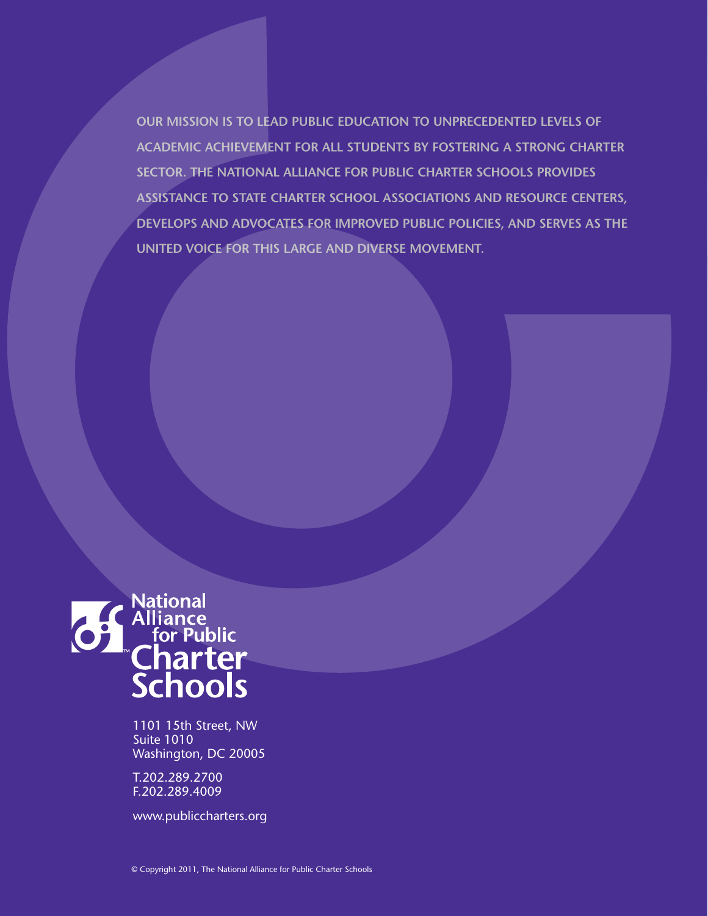OUR MISSION IS TO LEAD PUBLIC EDUCATION TO UNPRECEDENTED LEVELS OF ACADEMIC ACHIEVEMENT FOR ALL STUDENTS BY FOSTERING A STRONG CHARTER SECTOR. THE NATIONAL ALLIANCE FOR PUBLIC CHARTER SCHOOLS PROVIDES ASSISTANCE TO STATE CHARTER SCHOOL ASSOCIATIONS AND RESOURCE CENTERS, DEVELOPS AND ADVOCATES FOR IMPROVED PUBLIC POLICIES, AND SERVES AS THE UNITED VOICE FOR THIS LARGE AND DIVERSE MOVEMENT.

National Alliance for Public Charter Schools™

1101 15th Street, NW
Suite 1010
Washington, DC 20005

T.202.289.2700
F.202.289.4009

www.publiccharters.org

© Copyright 2011, The National Alliance for Public Charter Schools